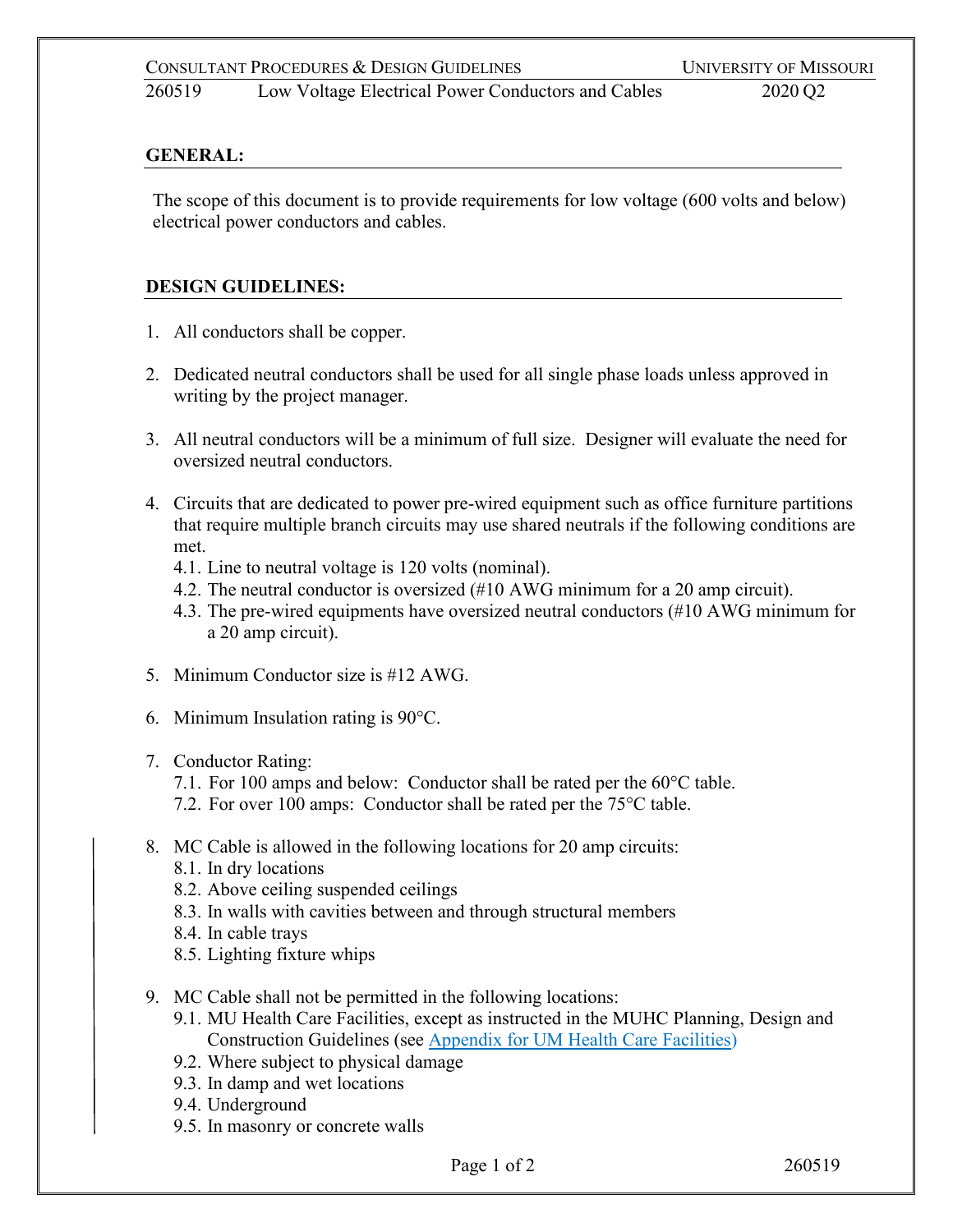## GENERAL:

The scope of this document is to provide requirements for low voltage (600 volts and below) electrical power conductors and cables.

## DESIGN GUIDELINES:

1. All conductors shall be copper.

2. Dedicated neutral conductors shall be used for all single phase loads unless approved in writing by the project manager.

3. All neutral conductors will be a minimum of full size. Designer will evaluate the need for oversized neutral conductors.

4. Circuits that are dedicated to power pre-wired equipment such as office furniture partitions that require multiple branch circuits may use shared neutrals if the following conditions are met.
   4.1. Line to neutral voltage is 120 volts (nominal).
   4.2. The neutral conductor is oversized (#10 AWG minimum for a 20 amp circuit).
   4.3. The pre-wired equipments have oversized neutral conductors (#10 AWG minimum for a 20 amp circuit).

5. Minimum Conductor size is #12 AWG.

6. Minimum Insulation rating is 90°C.

7. Conductor Rating:
   7.1. For 100 amps and below: Conductor shall be rated per the 60°C table.
   7.2. For over 100 amps: Conductor shall be rated per the 75°C table.

8. MC Cable is allowed in the following locations for 20 amp circuits:
   8.1. In dry locations
   8.2. Above ceiling suspended ceilings
   8.3. In walls with cavities between and through structural members
   8.4. In cable trays
   8.5. Lighting fixture whips

9. MC Cable shall not be permitted in the following locations:
   9.1. MU Health Care Facilities, except as instructed in the MUHC Planning, Design and Construction Guidelines (see Appendix for UM Health Care Facilities)
   9.2. Where subject to physical damage
   9.3. In damp and wet locations
   9.4. Underground
   9.5. In masonry or concrete walls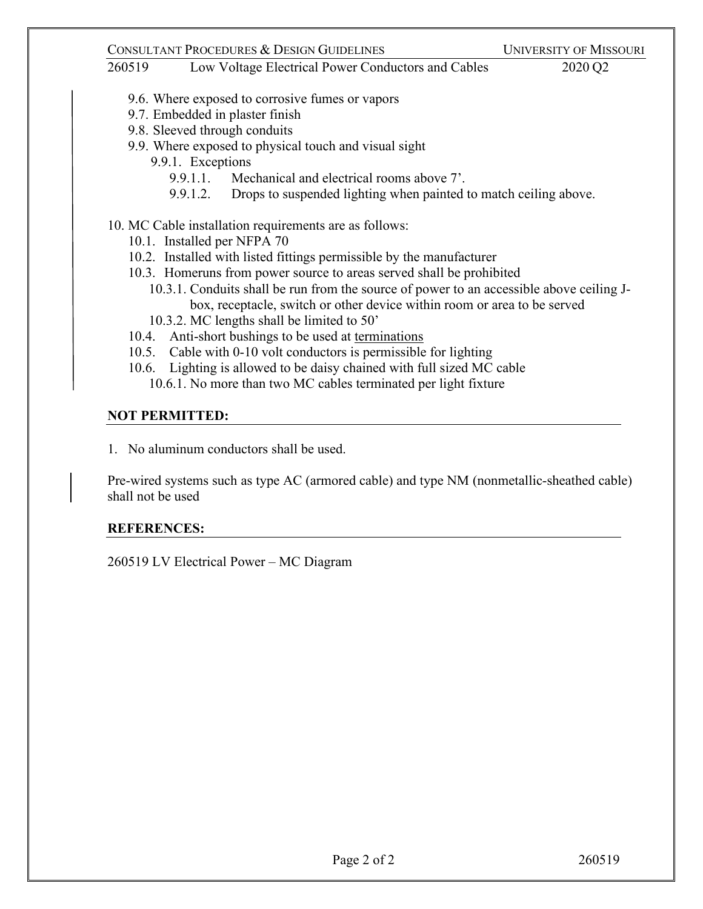9.6. Where exposed to corrosive fumes or vapors
9.7. Embedded in plaster finish
9.8. Sleeved through conduits
9.9. Where exposed to physical touch and visual sight
  9.9.1. Exceptions
    9.9.1.1. Mechanical and electrical rooms above 7'.
    9.9.1.2. Drops to suspended lighting when painted to match ceiling above.

10. MC Cable installation requirements are as follows:
  10.1. Installed per NFPA 70
  10.2. Installed with listed fittings permissible by the manufacturer
  10.3. Homeruns from power source to areas served shall be prohibited
    10.3.1. Conduits shall be run from the source of power to an accessible above ceiling J-box, receptacle, switch or other device within room or area to be served
    10.3.2. MC lengths shall be limited to 50'
  10.4. Anti-short bushings to be used at terminations
  10.5. Cable with 0-10 volt conductors is permissible for lighting
  10.6. Lighting is allowed to be daisy chained with full sized MC cable
    10.6.1. No more than two MC cables terminated per light fixture

## NOT PERMITTED:

1. No aluminum conductors shall be used.

Pre-wired systems such as type AC (armored cable) and type NM (nonmetallic-sheathed cable) shall not be used

## REFERENCES:

260519 LV Electrical Power – MC Diagram